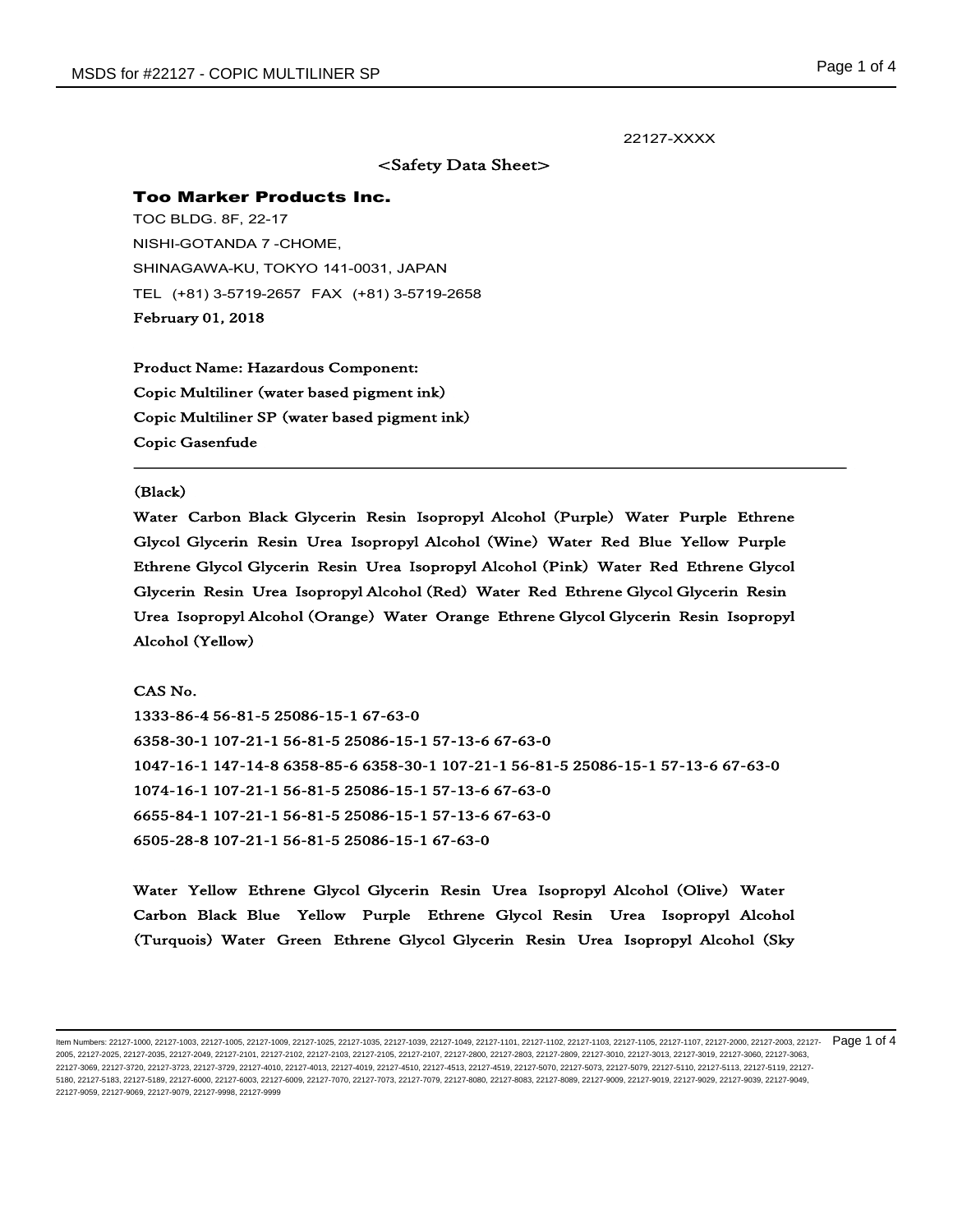22127-XXXX

## <Safety Data Sheet>

### Too Marker Products Inc.

TOC BLDG. 8F, 22-17
NISHI-GOTANDA 7 -CHOME,
SHINAGAWA-KU, TOKYO 141-0031, JAPAN
TEL (+81) 3-5719-2657 FAX (+81) 3-5719-2658

**February 01, 2018**

**Product Name: Hazardous Component:**
**Copic Multiliner (water based pigment ink)**
**Copic Multiliner SP (water based pigment ink)**
**Copic Gasenfude**

---

(Black)

Water Carbon Black Glycerin Resin Isopropyl Alcohol (Purple) Water Purple Ethrene Glycol Glycerin Resin Urea Isopropyl Alcohol (Wine) Water Red Blue Yellow Purple Ethrene Glycol Glycerin Resin Urea Isopropyl Alcohol (Pink) Water Red Ethrene Glycol Glycerin Resin Urea Isopropyl Alcohol (Red) Water Red Ethrene Glycol Glycerin Resin Urea Isopropyl Alcohol (Orange) Water Orange Ethrene Glycol Glycerin Resin Isopropyl Alcohol (Yellow)

CAS No.

1333-86-4 56-81-5 25086-15-1 67-63-0
6358-30-1 107-21-1 56-81-5 25086-15-1 57-13-6 67-63-0
1047-16-1 147-14-8 6358-85-6 6358-30-1 107-21-1 56-81-5 25086-15-1 57-13-6 67-63-0
1074-16-1 107-21-1 56-81-5 25086-15-1 57-13-6 67-63-0
6655-84-1 107-21-1 56-81-5 25086-15-1 57-13-6 67-63-0
6505-28-8 107-21-1 56-81-5 25086-15-1 67-63-0

Water Yellow Ethrene Glycol Glycerin Resin Urea Isopropyl Alcohol (Olive) Water Carbon Black Blue Yellow Purple Ethrene Glycol Resin Urea Isopropyl Alcohol (Turquois) Water Green Ethrene Glycol Glycerin Resin Urea Isopropyl Alcohol (Sky

Item Numbers: 22127-1000, 22127-1003, 22127-1005, 22127-1009, 22127-1025, 22127-1035, 22127-1039, 22127-1049, 22127-1101, 22127-1102, 22127-1103, 22127-1105, 22127-1107, 22127-2000, 22127-2003, 22127-2005, 22127-2025, 22127-2035, 22127-2049, 22127-2101, 22127-2102, 22127-2103, 22127-2105, 22127-2107, 22127-2800, 22127-2803, 22127-2809, 22127-3010, 22127-3013, 22127-3019, 22127-3060, 22127-3063, 22127-3069, 22127-3720, 22127-3723, 22127-3729, 22127-4010, 22127-4013, 22127-4019, 22127-4510, 22127-4513, 22127-4519, 22127-5070, 22127-5073, 22127-5079, 22127-5110, 22127-5113, 22127-5119, 22127-5180, 22127-5183, 22127-5189, 22127-6000, 22127-6003, 22127-6009, 22127-7070, 22127-7073, 22127-7079, 22127-8080, 22127-8083, 22127-8089, 22127-9009, 22127-9019, 22127-9029, 22127-9039, 22127-9049, 22127-9059, 22127-9069, 22127-9079, 22127-9998, 22127-9999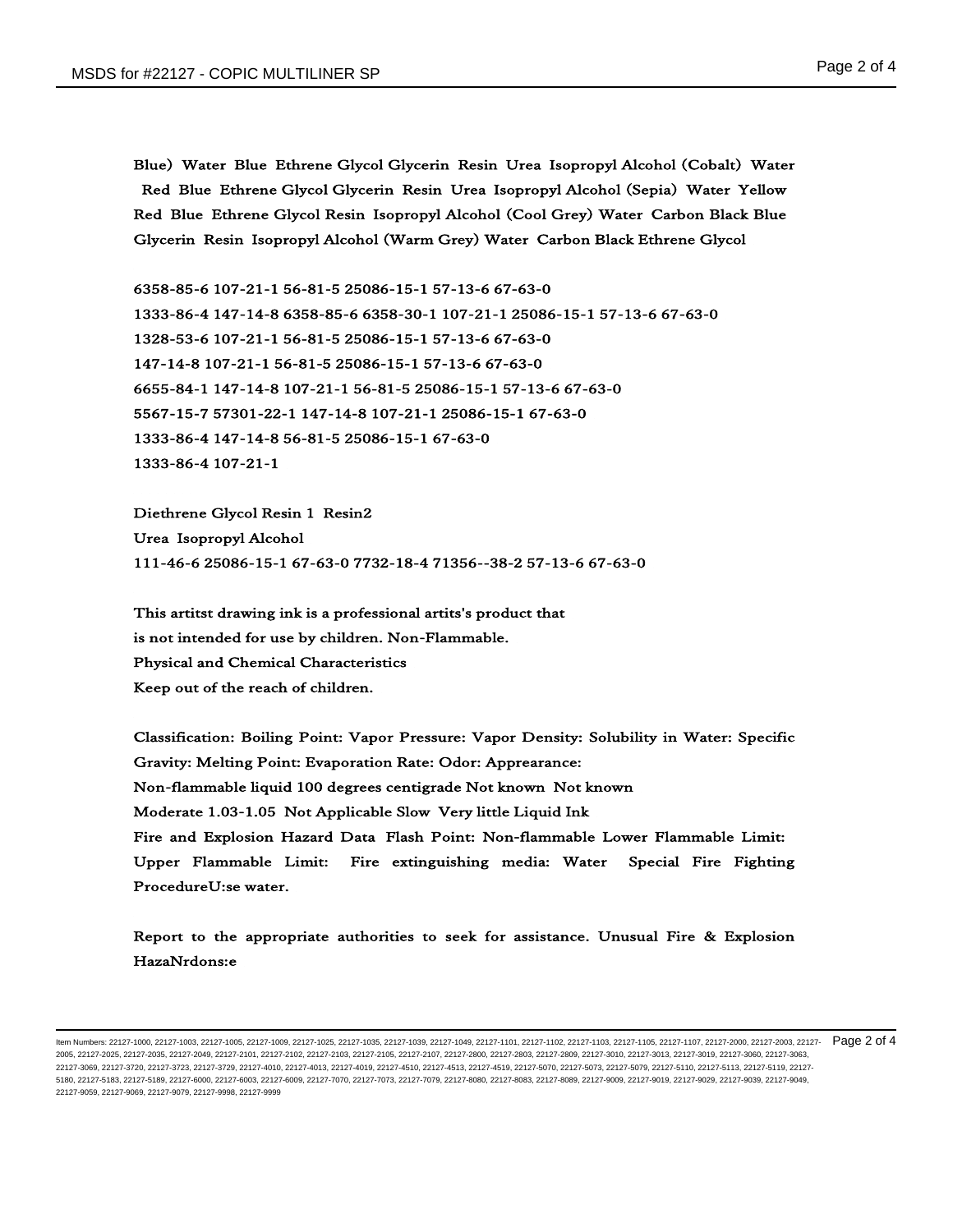Blue) Water Blue Ethrene Glycol Glycerin Resin Urea Isopropyl Alcohol (Cobalt) Water Red Blue Ethrene Glycol Glycerin Resin Urea Isopropyl Alcohol (Sepia) Water Yellow Red Blue Ethrene Glycol Resin Isopropyl Alcohol (Cool Grey) Water Carbon Black Blue Glycerin Resin Isopropyl Alcohol (Warm Grey) Water Carbon Black Ethrene Glycol

6358-85-6 107-21-1 56-81-5 25086-15-1 57-13-6 67-63-0
1333-86-4 147-14-8 6358-85-6 6358-30-1 107-21-1 25086-15-1 57-13-6 67-63-0
1328-53-6 107-21-1 56-81-5 25086-15-1 57-13-6 67-63-0
147-14-8 107-21-1 56-81-5 25086-15-1 57-13-6 67-63-0
6655-84-1 147-14-8 107-21-1 56-81-5 25086-15-1 57-13-6 67-63-0
5567-15-7 57301-22-1 147-14-8 107-21-1 25086-15-1 67-63-0
1333-86-4 147-14-8 56-81-5 25086-15-1 67-63-0
1333-86-4 107-21-1

Diethrene Glycol Resin 1 Resin2
Urea Isopropyl Alcohol
111-46-6 25086-15-1 67-63-0 7732-18-4 71356--38-2 57-13-6 67-63-0

This artitst drawing ink is a professional artits's product that is not intended for use by children. Non-Flammable.
Physical and Chemical Characteristics
Keep out of the reach of children.

Classification: Boiling Point: Vapor Pressure: Vapor Density: Solubility in Water: Specific Gravity: Melting Point: Evaporation Rate: Odor: Appearance:
Non-flammable liquid 100 degrees centigrade Not known Not known
Moderate 1.03-1.05 Not Applicable Slow Very little Liquid Ink
Fire and Explosion Hazard Data Flash Point: Non-flammable Lower Flammable Limit: Upper Flammable Limit: Fire extinguishing media: Water Special Fire Fighting ProcedureU:se water.

Report to the appropriate authorities to seek for assistance. Unusual Fire & Explosion HazaNrdons:e

Item Numbers: 22127-1000, 22127-1003, 22127-1005, 22127-1009, 22127-1025, 22127-1035, 22127-1039, 22127-1049, 22127-1101, 22127-1102, 22127-1103, 22127-1105, 22127-1107, 22127-2000, 22127-2003, 22127-2005, 22127-2025, 22127-2035, 22127-2049, 22127-2101, 22127-2102, 22127-2103, 22127-2105, 22127-2107, 22127-2800, 22127-2803, 22127-2809, 22127-3010, 22127-3013, 22127-3019, 22127-3060, 22127-3063, 22127-3069, 22127-3720, 22127-3723, 22127-3729, 22127-4010, 22127-4013, 22127-4019, 22127-4510, 22127-4513, 22127-4519, 22127-5070, 22127-5073, 22127-5079, 22127-5110, 22127-5113, 22127-5119, 22127-5180, 22127-5183, 22127-5189, 22127-6000, 22127-6003, 22127-6009, 22127-7070, 22127-7073, 22127-7079, 22127-8080, 22127-8083, 22127-8089, 22127-9009, 22127-9019, 22127-9029, 22127-9039, 22127-9049, 22127-9059, 22127-9069, 22127-9079, 22127-9998, 22127-9999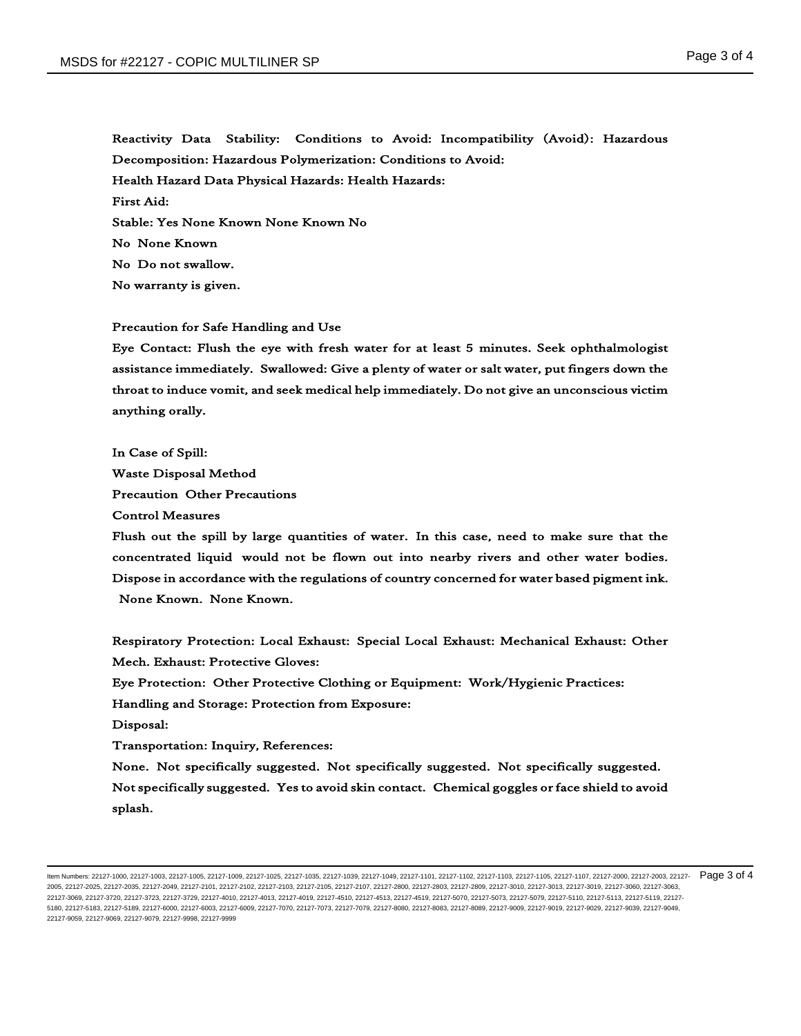**Reactivity Data Stability: Conditions to Avoid: Incompatibility (Avoid): Hazardous Decomposition: Hazardous Polymerization: Conditions to Avoid:**

**Health Hazard Data Physical Hazards: Health Hazards:**

**First Aid:**

**Stable: Yes None Known None Known No**

**No None Known**

**No Do not swallow.**

**No warranty is given.**

**Precaution for Safe Handling and Use**

**Eye Contact: Flush the eye with fresh water for at least 5 minutes. Seek ophthalmologist assistance immediately. Swallowed: Give a plenty of water or salt water, put fingers down the throat to induce vomit, and seek medical help immediately. Do not give an unconscious victim anything orally.**

**In Case of Spill:**

**Waste Disposal Method**

**Precaution Other Precautions**

**Control Measures**

**Flush out the spill by large quantities of water. In this case, need to make sure that the concentrated liquid would not be flown out into nearby rivers and other water bodies. Dispose in accordance with the regulations of country concerned for water based pigment ink. None Known. None Known.**

**Respiratory Protection: Local Exhaust: Special Local Exhaust: Mechanical Exhaust: Other Mech. Exhaust: Protective Gloves:**

**Eye Protection: Other Protective Clothing or Equipment: Work/Hygienic Practices:**

**Handling and Storage: Protection from Exposure:**

**Disposal:**

**Transportation: Inquiry, References:**

**None. Not specifically suggested. Not specifically suggested. Not specifically suggested. Not specifically suggested. Yes to avoid skin contact. Chemical goggles or face shield to avoid splash.**

Item Numbers: 22127-1000, 22127-1003, 22127-1005, 22127-1009, 22127-1025, 22127-1035, 22127-1039, 22127-1049, 22127-1101, 22127-1102, 22127-1103, 22127-1105, 22127-1107, 22127-2000, 22127-2003, 22127-2005, 22127-2025, 22127-2035, 22127-2049, 22127-2101, 22127-2102, 22127-2103, 22127-2105, 22127-2107, 22127-2800, 22127-2803, 22127-2809, 22127-3010, 22127-3013, 22127-3019, 22127-3060, 22127-3063, 22127-3069, 22127-3720, 22127-3723, 22127-3729, 22127-4010, 22127-4013, 22127-4019, 22127-4510, 22127-4513, 22127-4519, 22127-5070, 22127-5073, 22127-5079, 22127-5110, 22127-5113, 22127-5119, 22127-5180, 22127-5183, 22127-5189, 22127-6000, 22127-6003, 22127-6009, 22127-7070, 22127-7073, 22127-7079, 22127-8080, 22127-8083, 22127-8089, 22127-9009, 22127-9019, 22127-9029, 22127-9039, 22127-9049, 22127-9059, 22127-9069, 22127-9079, 22127-9998, 22127-9999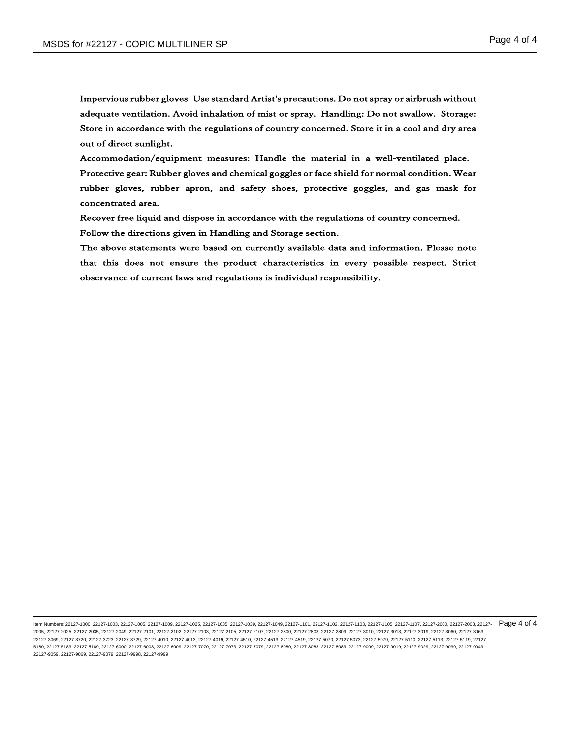**Impervious rubber gloves Use standard Artist's precautions. Do not spray or airbrush without adequate ventilation. Avoid inhalation of mist or spray. Handling: Do not swallow. Storage: Store in accordance with the regulations of country concerned. Store it in a cool and dry area out of direct sunlight.**

**Accommodation/equipment measures: Handle the material in a well-ventilated place.**

**Protective gear: Rubber gloves and chemical goggles or face shield for normal condition. Wear rubber gloves, rubber apron, and safety shoes, protective goggles, and gas mask for concentrated area.**

**Recover free liquid and dispose in accordance with the regulations of country concerned.**

**Follow the directions given in Handling and Storage section.**

**The above statements were based on currently available data and information. Please note that this does not ensure the product characteristics in every possible respect. Strict observance of current laws and regulations is individual responsibility.**